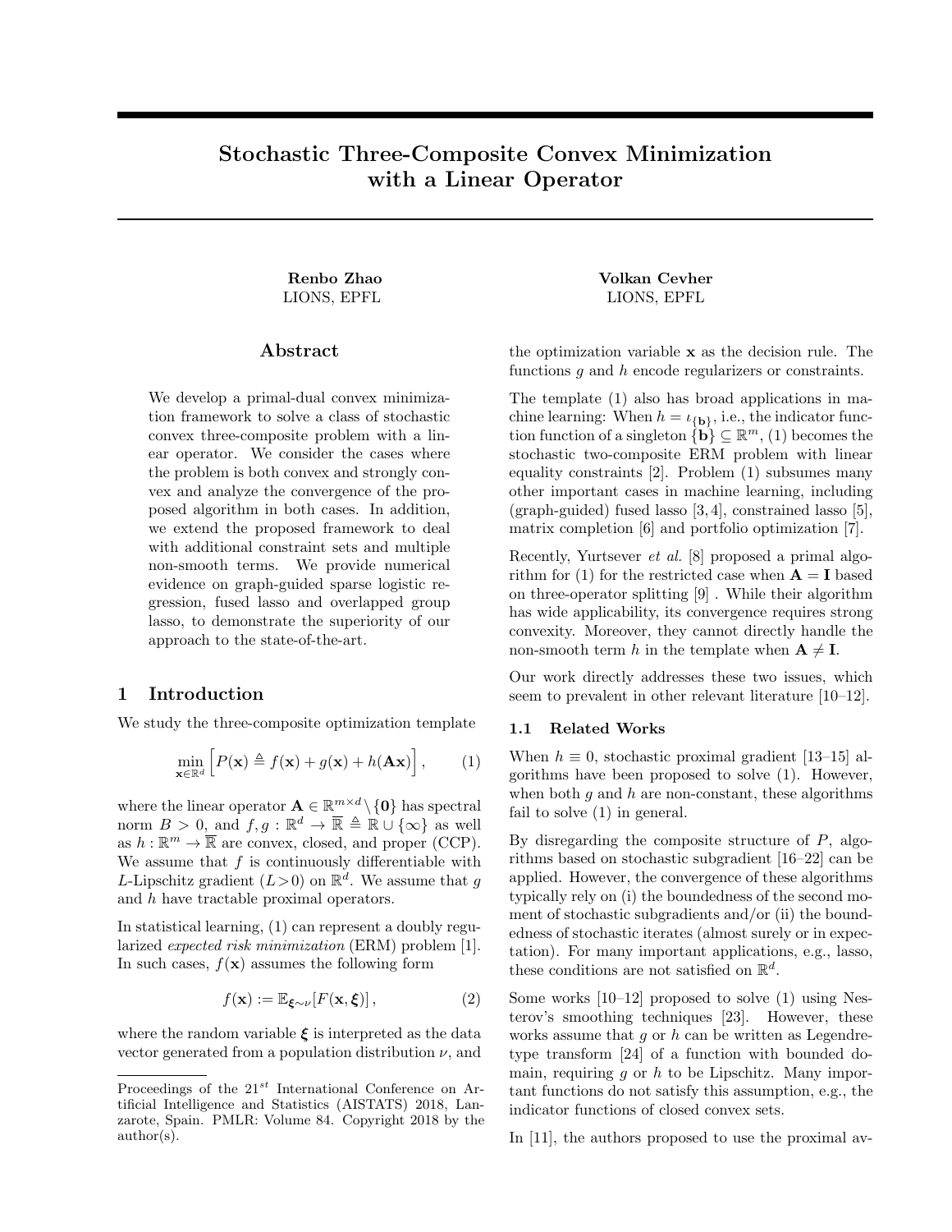# Stochastic Three-Composite Convex Minimization with a Linear Operator

**Renbo Zhao**
LIONS, EPFL

**Volkan Cevher**
LIONS, EPFL

## Abstract

We develop a primal-dual convex minimization framework to solve a class of stochastic convex three-composite problem with a linear operator. We consider the cases where the problem is both convex and strongly convex and analyze the convergence of the proposed algorithm in both cases. In addition, we extend the proposed framework to deal with additional constraint sets and multiple non-smooth terms. We provide numerical evidence on graph-guided sparse logistic regression, fused lasso and overlapped group lasso, to demonstrate the superiority of our approach to the state-of-the-art.

## 1 Introduction

We study the three-composite optimization template

$$\min_{\mathbf{x}\in\mathbb{R}^d} \Big[P(\mathbf{x}) \triangleq f(\mathbf{x}) + g(\mathbf{x}) + h(\mathbf{A}\mathbf{x})\Big], \tag{1}$$

where the linear operator $\mathbf{A} \in \mathbb{R}^{m\times d}\setminus\{\mathbf{0}\}$ has spectral norm $B > 0$, and $f, g : \mathbb{R}^d \to \overline{\mathbb{R}} \triangleq \mathbb{R}\cup\{\infty\}$ as well as $h : \mathbb{R}^m \to \overline{\mathbb{R}}$ are convex, closed, and proper (CCP). We assume that $f$ is continuously differentiable with $L$-Lipschitz gradient ($L>0$) on $\mathbb{R}^d$. We assume that $g$ and $h$ have tractable proximal operators.

In statistical learning, (1) can represent a doubly regularized *expected risk minimization* (ERM) problem [1]. In such cases, $f(\mathbf{x})$ assumes the following form

$$f(\mathbf{x}) := \mathbb{E}_{\boldsymbol{\xi}\sim\nu}[F(\mathbf{x},\boldsymbol{\xi})], \tag{2}$$

where the random variable $\boldsymbol{\xi}$ is interpreted as the data vector generated from a population distribution $\nu$, and the optimization variable $\mathbf{x}$ as the decision rule. The functions $g$ and $h$ encode regularizers or constraints.

The template (1) also has broad applications in machine learning: When $h = \iota_{\{\mathbf{b}\}}$, i.e., the indicator function function of a singleton $\{\mathbf{b}\} \subseteq \mathbb{R}^m$, (1) becomes the stochastic two-composite ERM problem with linear equality constraints [2]. Problem (1) subsumes many other important cases in machine learning, including (graph-guided) fused lasso [3,4], constrained lasso [5], matrix completion [6] and portfolio optimization [7].

Recently, Yurtsever *et al.* [8] proposed a primal algorithm for (1) for the restricted case when $\mathbf{A} = \mathbf{I}$ based on three-operator splitting [9] . While their algorithm has wide applicability, its convergence requires strong convexity. Moreover, they cannot directly handle the non-smooth term $h$ in the template when $\mathbf{A} \neq \mathbf{I}$.

Our work directly addresses these two issues, which seem to prevalent in other relevant literature [10–12].

### 1.1 Related Works

When $h \equiv 0$, stochastic proximal gradient [13–15] algorithms have been proposed to solve (1). However, when both $g$ and $h$ are non-constant, these algorithms fail to solve (1) in general.

By disregarding the composite structure of $P$, algorithms based on stochastic subgradient [16–22] can be applied. However, the convergence of these algorithms typically rely on (i) the boundedness of the second moment of stochastic subgradients and/or (ii) the boundedness of stochastic iterates (almost surely or in expectation). For many important applications, e.g., lasso, these conditions are not satisfied on $\mathbb{R}^d$.

Some works [10–12] proposed to solve (1) using Nesterov's smoothing techniques [23]. However, these works assume that $g$ or $h$ can be written as Legendre-type transform [24] of a function with bounded domain, requiring $g$ or $h$ to be Lipschitz. Many important functions do not satisfy this assumption, e.g., the indicator functions of closed convex sets.

In [11], the authors proposed to use the proximal av-

Proceedings of the 21$^{st}$ International Conference on Artificial Intelligence and Statistics (AISTATS) 2018, Lanzarote, Spain. PMLR: Volume 84. Copyright 2018 by the author(s).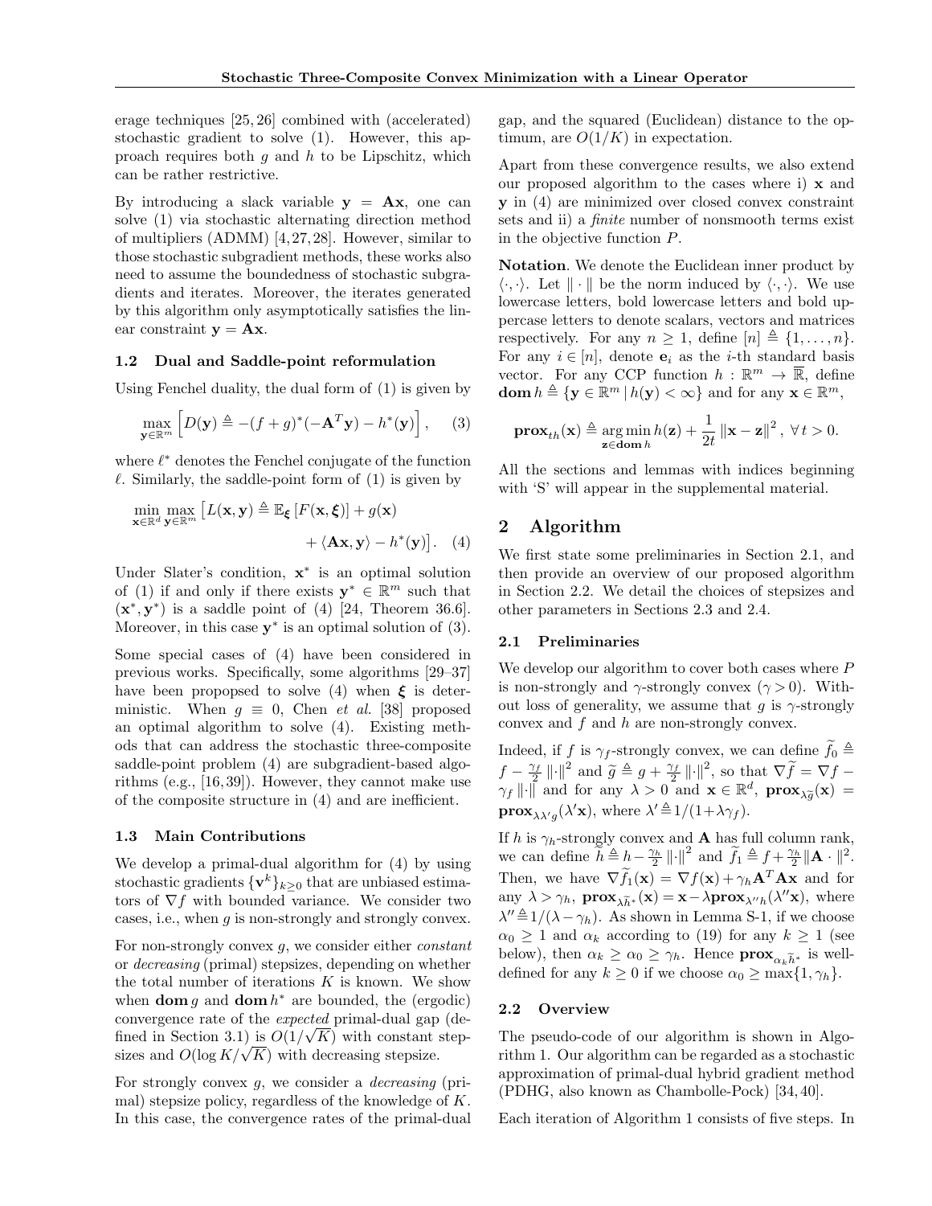erage techniques [25, 26] combined with (accelerated) stochastic gradient to solve (1). However, this approach requires both $g$ and $h$ to be Lipschitz, which can be rather restrictive.

By introducing a slack variable $\mathbf{y} = \mathbf{A}\mathbf{x}$, one can solve (1) via stochastic alternating direction method of multipliers (ADMM) [4, 27, 28]. However, similar to those stochastic subgradient methods, these works also need to assume the boundedness of stochastic subgradients and iterates. Moreover, the iterates generated by this algorithm only asymptotically satisfies the linear constraint $\mathbf{y} = \mathbf{A}\mathbf{x}$.

### 1.2 Dual and Saddle-point reformulation

Using Fenchel duality, the dual form of (1) is given by

$$\max_{\mathbf{y}\in\mathbb{R}^m} \left[ D(\mathbf{y}) \triangleq -(f+g)^*(-\mathbf{A}^T\mathbf{y}) - h^*(\mathbf{y}) \right], \quad (3)$$

where $\ell^*$ denotes the Fenchel conjugate of the function $\ell$. Similarly, the saddle-point form of (1) is given by

$$\min_{\mathbf{x}\in\mathbb{R}^d} \max_{\mathbf{y}\in\mathbb{R}^m} \big[ L(\mathbf{x},\mathbf{y}) \triangleq \mathbb{E}_{\boldsymbol{\xi}}\left[F(\mathbf{x},\boldsymbol{\xi})\right] + g(\mathbf{x}) + \langle \mathbf{A}\mathbf{x}, \mathbf{y}\rangle - h^*(\mathbf{y}) \big]. \quad (4)$$

Under Slater's condition, $\mathbf{x}^*$ is an optimal solution of (1) if and only if there exists $\mathbf{y}^* \in \mathbb{R}^m$ such that $(\mathbf{x}^*, \mathbf{y}^*)$ is a saddle point of (4) [24, Theorem 36.6]. Moreover, in this case $\mathbf{y}^*$ is an optimal solution of (3).

Some special cases of (4) have been considered in previous works. Specifically, some algorithms [29–37] have been propopsed to solve (4) when $\boldsymbol{\xi}$ is deterministic. When $g \equiv 0$, Chen *et al.* [38] proposed an optimal algorithm to solve (4). Existing methods that can address the stochastic three-composite saddle-point problem (4) are subgradient-based algorithms (e.g., [16, 39]). However, they cannot make use of the composite structure in (4) and are inefficient.

### 1.3 Main Contributions

We develop a primal-dual algorithm for (4) by using stochastic gradients $\{\mathbf{v}^k\}_{k\geq 0}$ that are unbiased estimators of $\nabla f$ with bounded variance. We consider two cases, i.e., when $g$ is non-strongly and strongly convex.

For non-strongly convex $g$, we consider either *constant* or *decreasing* (primal) stepsizes, depending on whether the total number of iterations $K$ is known. We show when $\mathbf{dom}\, g$ and $\mathbf{dom}\, h^*$ are bounded, the (ergodic) convergence rate of the *expected* primal-dual gap (defined in Section 3.1) is $O(1/\sqrt{K})$ with constant stepsizes and $O(\log K/\sqrt{K})$ with decreasing stepsize.

For strongly convex $g$, we consider a *decreasing* (primal) stepsize policy, regardless of the knowledge of $K$. In this case, the convergence rates of the primal-dual gap, and the squared (Euclidean) distance to the optimum, are $O(1/K)$ in expectation.

Apart from these convergence results, we also extend our proposed algorithm to the cases where i) $\mathbf{x}$ and $\mathbf{y}$ in (4) are minimized over closed convex constraint sets and ii) a *finite* number of nonsmooth terms exist in the objective function $P$.

**Notation**. We denote the Euclidean inner product by $\langle \cdot, \cdot \rangle$. Let $\|\cdot\|$ be the norm induced by $\langle \cdot, \cdot \rangle$. We use lowercase letters, bold lowercase letters and bold uppercase letters to denote scalars, vectors and matrices respectively. For any $n \geq 1$, define $[n] \triangleq \{1, \ldots, n\}$. For any $i \in [n]$, denote $\mathbf{e}_i$ as the $i$-th standard basis vector. For any CCP function $h : \mathbb{R}^m \to \overline{\mathbb{R}}$, define $\mathbf{dom}\, h \triangleq \{\mathbf{y} \in \mathbb{R}^m \,|\, h(\mathbf{y}) < \infty\}$ and for any $\mathbf{x} \in \mathbb{R}^m$,

$$\mathbf{prox}_{th}(\mathbf{x}) \triangleq \operatorname*{arg\,min}_{\mathbf{z}\in\mathbf{dom}\, h} h(\mathbf{z}) + \frac{1}{2t}\|\mathbf{x} - \mathbf{z}\|^2, \ \forall\, t > 0.$$

All the sections and lemmas with indices beginning with 'S' will appear in the supplemental material.

## 2 Algorithm

We first state some preliminaries in Section 2.1, and then provide an overview of our proposed algorithm in Section 2.2. We detail the choices of stepsizes and other parameters in Sections 2.3 and 2.4.

### 2.1 Preliminaries

We develop our algorithm to cover both cases where $P$ is non-strongly and $\gamma$-strongly convex ($\gamma > 0$). Without loss of generality, we assume that $g$ is $\gamma$-strongly convex and $f$ and $h$ are non-strongly convex.

Indeed, if $f$ is $\gamma_f$-strongly convex, we can define $\widetilde{f}_0 \triangleq f - \frac{\gamma_f}{2}\|\cdot\|^2$ and $\widetilde{g} \triangleq g + \frac{\gamma_f}{2}\|\cdot\|^2$, so that $\nabla\widetilde{f} = \nabla f - \gamma_f\|\cdot\|$ and for any $\lambda > 0$ and $\mathbf{x} \in \mathbb{R}^d$, $\mathbf{prox}_{\lambda\widetilde{g}}(\mathbf{x}) = \mathbf{prox}_{\lambda\lambda' g}(\lambda'\mathbf{x})$, where $\lambda' \triangleq 1/(1+\lambda\gamma_f)$.

If $h$ is $\gamma_h$-strongly convex and $\mathbf{A}$ has full column rank, we can define $\widetilde{h} \triangleq h - \frac{\gamma_h}{2}\|\cdot\|^2$ and $\widetilde{f}_1 \triangleq f + \frac{\gamma_h}{2}\|\mathbf{A}\cdot\|^2$. Then, we have $\nabla\widetilde{f}_1(\mathbf{x}) = \nabla f(\mathbf{x}) + \gamma_h\mathbf{A}^T\mathbf{A}\mathbf{x}$ and for any $\lambda > \gamma_h$, $\mathbf{prox}_{\lambda\widetilde{h}^*}(\mathbf{x}) = \mathbf{x} - \lambda\mathbf{prox}_{\lambda'' h}(\lambda''\mathbf{x})$, where $\lambda'' \triangleq 1/(\lambda - \gamma_h)$. As shown in Lemma S-1, if we choose $\alpha_0 \geq 1$ and $\alpha_k$ according to (19) for any $k \geq 1$ (see below), then $\alpha_k \geq \alpha_0 \geq \gamma_h$. Hence $\mathbf{prox}_{\alpha_k\widetilde{h}^*}$ is well-defined for any $k \geq 0$ if we choose $\alpha_0 \geq \max\{1, \gamma_h\}$.

### 2.2 Overview

The pseudo-code of our algorithm is shown in Algorithm 1. Our algorithm can be regarded as a stochastic approximation of primal-dual hybrid gradient method (PDHG, also known as Chambolle-Pock) [34, 40].

Each iteration of Algorithm 1 consists of five steps. In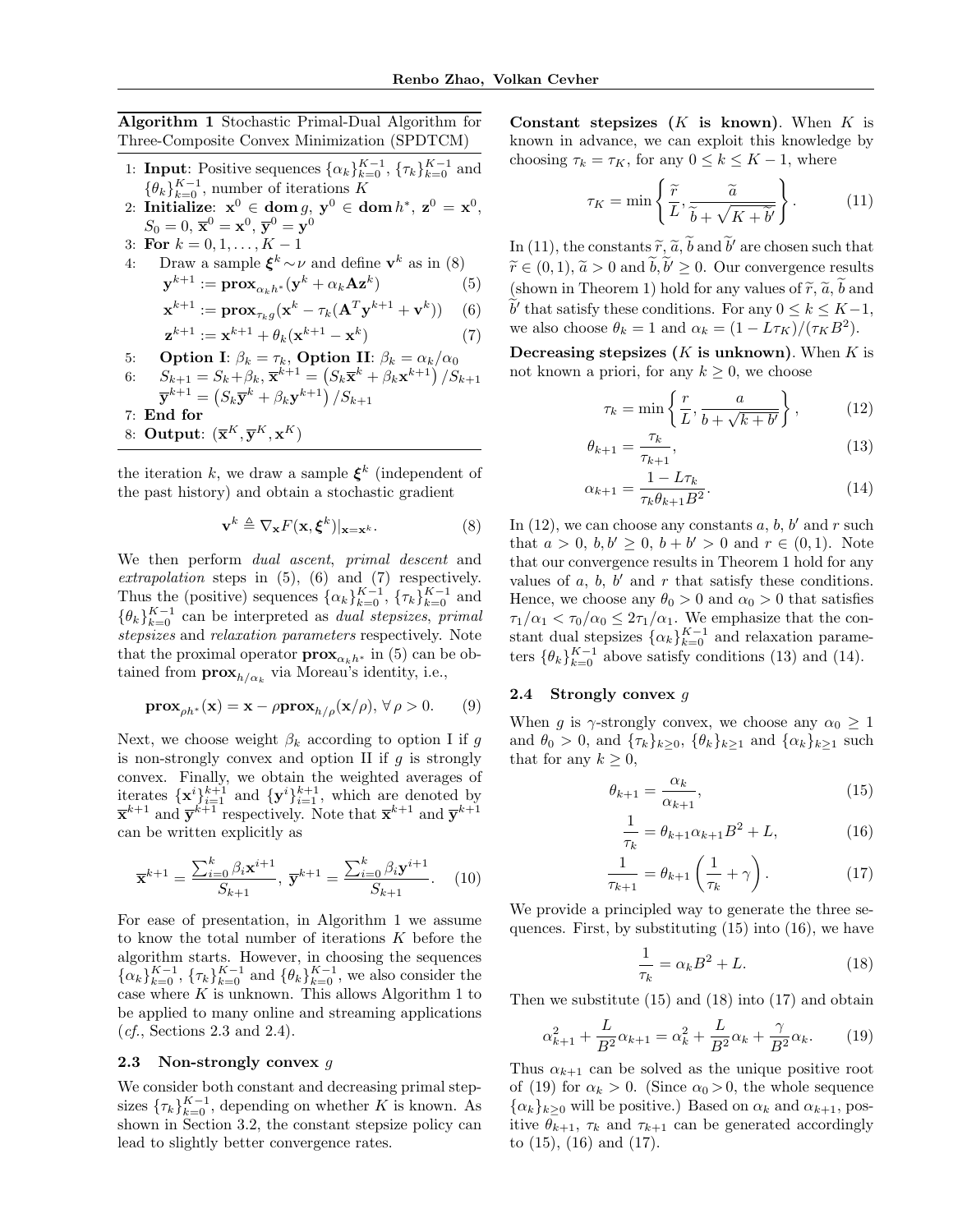**Algorithm 1** Stochastic Primal-Dual Algorithm for Three-Composite Convex Minimization (SPDTCM)

1: **Input**: Positive sequences $\{\alpha_k\}_{k=0}^{K-1}$, $\{\tau_k\}_{k=0}^{K-1}$ and $\{\theta_k\}_{k=0}^{K-1}$, number of iterations $K$

2: **Initialize**: $\mathbf{x}^0 \in \mathbf{dom}\, g$, $\mathbf{y}^0 \in \mathbf{dom}\, h^*$, $\mathbf{z}^0 = \mathbf{x}^0$, $S_0 = 0$, $\overline{\mathbf{x}}^0 = \mathbf{x}^0$, $\overline{\mathbf{y}}^0 = \mathbf{y}^0$

3: **For** $k = 0, 1, \ldots, K-1$

4: Draw a sample $\boldsymbol{\xi}^k \sim \nu$ and define $\mathbf{v}^k$ as in (8)

$$\mathbf{y}^{k+1} := \mathbf{prox}_{\alpha_k h^*}(\mathbf{y}^k + \alpha_k \mathbf{A}\mathbf{z}^k) \quad (5)$$

$$\mathbf{x}^{k+1} := \mathbf{prox}_{\tau_k g}(\mathbf{x}^k - \tau_k(\mathbf{A}^T\mathbf{y}^{k+1} + \mathbf{v}^k)) \quad (6)$$

$$\mathbf{z}^{k+1} := \mathbf{x}^{k+1} + \theta_k(\mathbf{x}^{k+1} - \mathbf{x}^k) \quad (7)$$

5: **Option I**: $\beta_k = \tau_k$, **Option II**: $\beta_k = \alpha_k/\alpha_0$

6: $S_{k+1} = S_k + \beta_k$, $\overline{\mathbf{x}}^{k+1} = \left(S_k\overline{\mathbf{x}}^k + \beta_k\mathbf{x}^{k+1}\right)/S_{k+1}$
$\overline{\mathbf{y}}^{k+1} = \left(S_k\overline{\mathbf{y}}^k + \beta_k\mathbf{y}^{k+1}\right)/S_{k+1}$

7: **End for**

8: **Output**: $(\overline{\mathbf{x}}^K, \overline{\mathbf{y}}^K, \mathbf{x}^K)$

the iteration $k$, we draw a sample $\boldsymbol{\xi}^k$ (independent of the past history) and obtain a stochastic gradient

$$\mathbf{v}^k \triangleq \nabla_{\mathbf{x}} F(\mathbf{x}, \boldsymbol{\xi}^k)|_{\mathbf{x}=\mathbf{x}^k}. \quad (8)$$

We then perform *dual ascent*, *primal descent* and *extrapolation* steps in (5), (6) and (7) respectively. Thus the (positive) sequences $\{\alpha_k\}_{k=0}^{K-1}$, $\{\tau_k\}_{k=0}^{K-1}$ and $\{\theta_k\}_{k=0}^{K-1}$ can be interpreted as *dual stepsizes*, *primal stepsizes* and *relaxation parameters* respectively. Note that the proximal operator $\mathbf{prox}_{\alpha_k h^*}$ in (5) can be obtained from $\mathbf{prox}_{h/\alpha_k}$ via Moreau's identity, i.e.,

$$\mathbf{prox}_{\rho h^*}(\mathbf{x}) = \mathbf{x} - \rho\,\mathbf{prox}_{h/\rho}(\mathbf{x}/\rho),\ \forall\, \rho > 0. \quad (9)$$

Next, we choose weight $\beta_k$ according to option I if $g$ is non-strongly convex and option II if $g$ is strongly convex. Finally, we obtain the weighted averages of iterates $\{\mathbf{x}^i\}_{i=1}^{k+1}$ and $\{\mathbf{y}^i\}_{i=1}^{k+1}$, which are denoted by $\overline{\mathbf{x}}^{k+1}$ and $\overline{\mathbf{y}}^{k+1}$ respectively. Note that $\overline{\mathbf{x}}^{k+1}$ and $\overline{\mathbf{y}}^{k+1}$ can be written explicitly as

$$\overline{\mathbf{x}}^{k+1} = \frac{\sum_{i=0}^k \beta_i \mathbf{x}^{i+1}}{S_{k+1}},\ \overline{\mathbf{y}}^{k+1} = \frac{\sum_{i=0}^k \beta_i \mathbf{y}^{i+1}}{S_{k+1}}. \quad (10)$$

For ease of presentation, in Algorithm 1 we assume to know the total number of iterations $K$ before the algorithm starts. However, in choosing the sequences $\{\alpha_k\}_{k=0}^{K-1}$, $\{\tau_k\}_{k=0}^{K-1}$ and $\{\theta_k\}_{k=0}^{K-1}$, we also consider the case where $K$ is unknown. This allows Algorithm 1 to be applied to many online and streaming applications (*cf.*, Sections 2.3 and 2.4).

### 2.3 Non-strongly convex $g$

We consider both constant and decreasing primal stepsizes $\{\tau_k\}_{k=0}^{K-1}$, depending on whether $K$ is known. As shown in Section 3.2, the constant stepsize policy can lead to slightly better convergence rates.

**Constant stepsizes ($K$ is known)**. When $K$ is known in advance, we can exploit this knowledge by choosing $\tau_k = \tau_K$, for any $0 \le k \le K-1$, where

$$\tau_K = \min\left\{\frac{\widetilde{r}}{L}, \frac{\widetilde{a}}{\widetilde{b} + \sqrt{K + \widetilde{b}'}}\right\}. \quad (11)$$

In (11), the constants $\widetilde{r}$, $\widetilde{a}$, $\widetilde{b}$ and $\widetilde{b}'$ are chosen such that $\widetilde{r} \in (0,1)$, $\widetilde{a} > 0$ and $\widetilde{b}, \widetilde{b}' \ge 0$. Our convergence results (shown in Theorem 1) hold for any values of $\widetilde{r}$, $\widetilde{a}$, $\widetilde{b}$ and $\widetilde{b}'$ that satisfy these conditions. For any $0 \le k \le K-1$, we also choose $\theta_k = 1$ and $\alpha_k = (1 - L\tau_K)/(\tau_K B^2)$.

**Decreasing stepsizes ($K$ is unknown)**. When $K$ is not known a priori, for any $k \ge 0$, we choose

$$\tau_k = \min\left\{\frac{r}{L}, \frac{a}{b + \sqrt{k + b'}}\right\}, \quad (12)$$

$$\theta_{k+1} = \frac{\tau_k}{\tau_{k+1}}, \quad (13)$$

$$\alpha_{k+1} = \frac{1 - L\tau_k}{\tau_k \theta_{k+1} B^2}. \quad (14)$$

In (12), we can choose any constants $a$, $b$, $b'$ and $r$ such that $a > 0$, $b, b' \ge 0$, $b + b' > 0$ and $r \in (0,1)$. Note that our convergence results in Theorem 1 hold for any values of $a$, $b$, $b'$ and $r$ that satisfy these conditions. Hence, we choose any $\theta_0 > 0$ and $\alpha_0 > 0$ that satisfies $\tau_1/\alpha_1 < \tau_0/\alpha_0 \le 2\tau_1/\alpha_1$. We emphasize that the constant dual stepsizes $\{\alpha_k\}_{k=0}^{K-1}$ and relaxation parameters $\{\theta_k\}_{k=0}^{K-1}$ above satisfy conditions (13) and (14).

### 2.4 Strongly convex $g$

When $g$ is $\gamma$-strongly convex, we choose any $\alpha_0 \ge 1$ and $\theta_0 > 0$, and $\{\tau_k\}_{k\ge0}$, $\{\theta_k\}_{k\ge1}$ and $\{\alpha_k\}_{k\ge1}$ such that for any $k \ge 0$,

$$\theta_{k+1} = \frac{\alpha_k}{\alpha_{k+1}}, \quad (15)$$

$$\frac{1}{\tau_k} = \theta_{k+1}\alpha_{k+1}B^2 + L, \quad (16)$$

$$\frac{1}{\tau_{k+1}} = \theta_{k+1}\left(\frac{1}{\tau_k} + \gamma\right). \quad (17)$$

We provide a principled way to generate the three sequences. First, by substituting (15) into (16), we have

$$\frac{1}{\tau_k} = \alpha_k B^2 + L. \quad (18)$$

Then we substitute (15) and (18) into (17) and obtain

$$\alpha_{k+1}^2 + \frac{L}{B^2}\alpha_{k+1} = \alpha_k^2 + \frac{L}{B^2}\alpha_k + \frac{\gamma}{B^2}\alpha_k. \quad (19)$$

Thus $\alpha_{k+1}$ can be solved as the unique positive root of (19) for $\alpha_k > 0$. (Since $\alpha_0 > 0$, the whole sequence $\{\alpha_k\}_{k\ge0}$ will be positive.) Based on $\alpha_k$ and $\alpha_{k+1}$, positive $\theta_{k+1}$, $\tau_k$ and $\tau_{k+1}$ can be generated accordingly to (15), (16) and (17).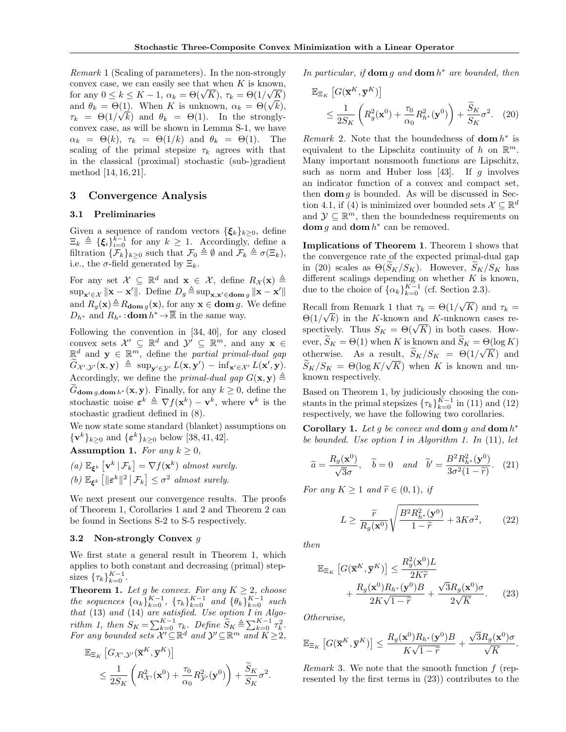*Remark* 1 (Scaling of parameters). In the non-strongly convex case, we can easily see that when $K$ is known, for any $0 \le k \le K-1$, $\alpha_k = \Theta(\sqrt{K})$, $\tau_k = \Theta(1/\sqrt{K})$ and $\theta_k = \Theta(1)$. When $K$ is unknown, $\alpha_k = \Theta(\sqrt{k})$, $\tau_k = \Theta(1/\sqrt{k})$ and $\theta_k = \Theta(1)$. In the strongly-convex case, as will be shown in Lemma S-1, we have $\alpha_k = \Theta(k)$, $\tau_k = \Theta(1/k)$ and $\theta_k = \Theta(1)$. The scaling of the primal stepsize $\tau_k$ agrees with that in the classical (proximal) stochastic (sub-)gradient method [14, 16, 21].

## 3 Convergence Analysis

### 3.1 Preliminaries

Given a sequence of random vectors $\{\boldsymbol{\xi}_k\}_{k\ge 0}$, define $\Xi_k \triangleq \{\boldsymbol{\xi}_i\}_{i=0}^{k-1}$ for any $k \ge 1$. Accordingly, define a filtration $\{\mathcal{F}_k\}_{k\ge 0}$ such that $\mathcal{F}_0 \triangleq \emptyset$ and $\mathcal{F}_k \triangleq \sigma(\Xi_k)$, i.e., the $\sigma$-field generated by $\Xi_k$.

For any set $\mathcal{X} \subseteq \mathbb{R}^d$ and $\mathbf{x} \in \mathcal{X}$, define $R_{\mathcal{X}}(\mathbf{x}) \triangleq \sup_{\mathbf{x}' \in \mathcal{X}} \|\mathbf{x} - \mathbf{x}'\|$. Define $D_g \triangleq \sup_{\mathbf{x},\mathbf{x}' \in \mathbf{dom}\, g} \|\mathbf{x} - \mathbf{x}'\|$ and $R_g(\mathbf{x}) \triangleq R_{\mathbf{dom}\, g}(\mathbf{x})$, for any $\mathbf{x} \in \mathbf{dom}\, g$. We define $D_{h^*}$ and $R_{h^*} : \mathbf{dom}\, h^* \to \overline{\mathbb{R}}$ in the same way.

Following the convention in [34, 40], for any closed convex sets $\mathcal{X}' \subseteq \mathbb{R}^d$ and $\mathcal{Y}' \subseteq \mathbb{R}^m$, and any $\mathbf{x} \in \mathbb{R}^d$ and $\mathbf{y} \in \mathbb{R}^m$, define the *partial primal-dual gap* $\widetilde{G}_{\mathcal{X}',\mathcal{Y}'}(\mathbf{x},\mathbf{y}) \triangleq \sup_{\mathbf{y}' \in \mathcal{Y}'} L(\mathbf{x},\mathbf{y}') - \inf_{\mathbf{x}' \in \mathcal{X}'} L(\mathbf{x}',\mathbf{y})$. Accordingly, we define the *primal-dual gap* $G(\mathbf{x},\mathbf{y}) \triangleq \widetilde{G}_{\mathbf{dom}\, g, \mathbf{dom}\, h^*}(\mathbf{x},\mathbf{y})$. Finally, for any $k \ge 0$, define the stochastic noise $\boldsymbol{\varepsilon}^k \triangleq \nabla f(\mathbf{x}^k) - \mathbf{v}^k$, where $\mathbf{v}^k$ is the stochastic gradient defined in (8).

We now state some standard (blanket) assumptions on $\{\mathbf{v}^k\}_{k\ge 0}$ and $\{\boldsymbol{\varepsilon}^k\}_{k\ge 0}$ below [38, 41, 42].

**Assumption 1.** *For any $k \ge 0$,*

*(a) $\mathbb{E}_{\boldsymbol{\xi}^k}\left[\mathbf{v}^k \,\middle|\, \mathcal{F}_k\right] = \nabla f(\mathbf{x}^k)$ almost surely.*

*(b) $\mathbb{E}_{\boldsymbol{\xi}^k}\left[\|\boldsymbol{\varepsilon}^k\|^2 \,\middle|\, \mathcal{F}_k\right] \le \sigma^2$ almost surely.*

We next present our convergence results. The proofs of Theorem 1, Corollaries 1 and 2 and Theorem 2 can be found in Sections S-2 to S-5 respectively.

### 3.2 Non-strongly Convex $g$

We first state a general result in Theorem 1, which applies to both constant and decreasing (primal) stepsizes $\{\tau_k\}_{k=0}^{K-1}$.

**Theorem 1.** *Let $g$ be convex. For any $K \ge 2$, choose the sequences $\{\alpha_k\}_{k=0}^{K-1}$, $\{\tau_k\}_{k=0}^{K-1}$ and $\{\theta_k\}_{k=0}^{K-1}$ such that (13) and (14) are satisfied. Use option I in Algorithm 1, then $S_K = \sum_{k=0}^{K-1} \tau_k$. Define $\widetilde{S}_K \triangleq \sum_{k=0}^{K-1} \tau_k^2$. For any bounded sets $\mathcal{X}' \subseteq \mathbb{R}^d$ and $\mathcal{Y}' \subseteq \mathbb{R}^m$ and $K \ge 2$,*

$$\mathbb{E}_{\Xi_K}\left[G_{\mathcal{X}',\mathcal{Y}'}(\overline{\mathbf{x}}^K, \overline{\mathbf{y}}^K)\right] \le \frac{1}{2S_K}\left(R_{\mathcal{X}'}^2(\mathbf{x}^0) + \frac{\tau_0}{\alpha_0} R_{\mathcal{Y}'}^2(\mathbf{y}^0)\right) + \frac{\widetilde{S}_K}{S_K}\sigma^2.$$

*In particular, if $\mathbf{dom}\, g$ and $\mathbf{dom}\, h^*$ are bounded, then*

$$\mathbb{E}_{\Xi_K}\left[G(\overline{\mathbf{x}}^K, \overline{\mathbf{y}}^K)\right] \le \frac{1}{2S_K}\left(R_g^2(\mathbf{x}^0) + \frac{\tau_0}{\alpha_0} R_{h^*}^2(\mathbf{y}^0)\right) + \frac{\widetilde{S}_K}{S_K}\sigma^2. \quad (20)$$

*Remark* 2. Note that the boundedness of $\mathbf{dom}\, h^*$ is equivalent to the Lipschitz continuity of $h$ on $\mathbb{R}^m$. Many important nonsmooth functions are Lipschitz, such as norm and Huber loss [43]. If $g$ involves an indicator function of a convex and compact set, then $\mathbf{dom}\, g$ is bounded. As will be discussed in Section 4.1, if (4) is minimized over bounded sets $\mathcal{X} \subseteq \mathbb{R}^d$ and $\mathcal{Y} \subseteq \mathbb{R}^m$, then the boundedness requirements on $\mathbf{dom}\, g$ and $\mathbf{dom}\, h^*$ can be removed.

**Implications of Theorem 1**. Theorem 1 shows that the convergence rate of the expected primal-dual gap in (20) scales as $\Theta(\widetilde{S}_K/S_K)$. However, $\widetilde{S}_K/S_K$ has different scalings depending on whether $K$ is known, due to the choice of $\{\alpha_k\}_{k=0}^{K-1}$ (cf. Section 2.3).

Recall from Remark 1 that $\tau_k = \Theta(1/\sqrt{K})$ and $\tau_k = \Theta(1/\sqrt{k})$ in the $K$-known and $K$-unknown cases respectively. Thus $S_K = \Theta(\sqrt{K})$ in both cases. However, $\widetilde{S}_K = \Theta(1)$ when $K$ is known and $\widetilde{S}_K = \Theta(\log K)$ otherwise. As a result, $\widetilde{S}_K/S_K = \Theta(1/\sqrt{K})$ and $\widetilde{S}_K/S_K = \Theta(\log K/\sqrt{K})$ when $K$ is known and unknown respectively.

Based on Theorem 1, by judiciously choosing the constants in the primal stepsizes $\{\tau_k\}_{k=0}^{K-1}$ in (11) and (12) respectively, we have the following two corollaries.

**Corollary 1.** *Let $g$ be convex and $\mathbf{dom}\, g$ and $\mathbf{dom}\, h^*$ be bounded. Use option I in Algorithm 1. In (11), let*

$$\widetilde{a} = \frac{R_g(\mathbf{x}^0)}{\sqrt{3}\sigma}, \quad \widetilde{b} = 0 \quad \text{and} \quad \widetilde{b}' = \frac{B^2 R_{h^*}^2(\mathbf{y}^0)}{3\sigma^2(1-\widetilde{r})}. \quad (21)$$

*For any $K \ge 1$ and $\widetilde{r} \in (0,1)$, if*

$$L \ge \frac{\widetilde{r}}{R_g(\mathbf{x}^0)}\sqrt{\frac{B^2 R_{h^*}^2(\mathbf{y}^0)}{1-\widetilde{r}} + 3K\sigma^2}, \quad (22)$$

*then*

$$\mathbb{E}_{\Xi_K}\left[G(\overline{\mathbf{x}}^K, \overline{\mathbf{y}}^K)\right] \le \frac{R_g^2(\mathbf{x}^0)L}{2K\widetilde{r}} + \frac{R_g(\mathbf{x}^0)R_{h^*}(\mathbf{y}^0)B}{2K\sqrt{1-\widetilde{r}}} + \frac{\sqrt{3}R_g(\mathbf{x}^0)\sigma}{2\sqrt{K}}. \quad (23)$$

*Otherwise,*

$$\mathbb{E}_{\Xi_K}\left[G(\overline{\mathbf{x}}^K, \overline{\mathbf{y}}^K)\right] \le \frac{R_g(\mathbf{x}^0)R_{h^*}(\mathbf{y}^0)B}{K\sqrt{1-\widetilde{r}}} + \frac{\sqrt{3}R_g(\mathbf{x}^0)\sigma}{\sqrt{K}}.$$

*Remark* 3. We note that the smooth function $f$ (represented by the first terms in (23)) contributes to the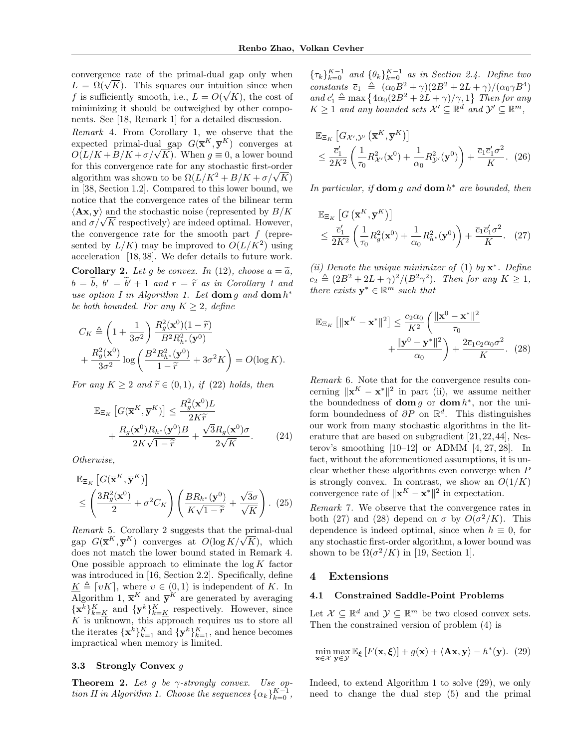convergence rate of the primal-dual gap only when $L = \Omega(\sqrt{K})$. This squares our intuition since when $f$ is sufficiently smooth, i.e., $L = O(\sqrt{K})$, the cost of minimizing it should be outweighed by other components. See [18, Remark 1] for a detailed discussion.

*Remark* 4. From Corollary 1, we observe that the expected primal-dual gap $G(\overline{\mathbf{x}}^K, \overline{\mathbf{y}}^K)$ converges at $O(L/K + B/K + \sigma/\sqrt{K})$. When $g \equiv 0$, a lower bound for this convergence rate for any stochastic first-order algorithm was shown to be $\Omega(L/K^2 + B/K + \sigma/\sqrt{K})$ in [38, Section 1.2]. Compared to this lower bound, we notice that the convergence rates of the bilinear term $\langle \mathbf{A}\mathbf{x}, \mathbf{y}\rangle$ and the stochastic noise (represented by $B/K$ and $\sigma/\sqrt{K}$ respectively) are indeed optimal. However, the convergence rate for the smooth part $f$ (represented by $L/K$) may be improved to $O(L/K^2)$ using acceleration [18, 38]. We defer details to future work.

**Corollary 2.** *Let $g$ be convex. In (12), choose $a = \widetilde{a}$, $b = \widetilde{b}$, $b' = \widetilde{b}' + 1$ and $r = \widetilde{r}$ as in Corollary 1 and use option I in Algorithm 1. Let $\mathbf{dom}\, g$ and $\mathbf{dom}\, h^*$ be both bounded. For any $K \geq 2$, define*

$$C_K \triangleq \left(1 + \frac{1}{3\sigma^2}\right) \frac{R_g^2(\mathbf{x}^0)(1-\widetilde{r})}{B^2 R_{h^*}^2(\mathbf{y}^0)} + \frac{R_g^2(\mathbf{x}^0)}{3\sigma^2} \log\left(\frac{B^2 R_{h^*}^2(\mathbf{y}^0)}{1-\widetilde{r}} + 3\sigma^2 K\right) = O(\log K).$$

*For any $K \geq 2$ and $\widetilde{r} \in (0,1)$, if (22) holds, then*

$$\mathbb{E}_{\Xi_K}\left[G(\overline{\mathbf{x}}^K, \overline{\mathbf{y}}^K)\right] \leq \frac{R_g^2(\mathbf{x}^0)L}{2K\widetilde{r}} + \frac{R_g(\mathbf{x}^0)R_{h^*}(\mathbf{y}^0)B}{2K\sqrt{1-\widetilde{r}}} + \frac{\sqrt{3}R_g(\mathbf{x}^0)\sigma}{2\sqrt{K}}. \quad (24)$$

*Otherwise,*

$$\mathbb{E}_{\Xi_K}\left[G(\overline{\mathbf{x}}^K, \overline{\mathbf{y}}^K)\right] \leq \left(\frac{3R_g^2(\mathbf{x}^0)}{2} + \sigma^2 C_K\right)\left(\frac{BR_{h^*}(\mathbf{y}^0)}{K\sqrt{1-\widetilde{r}}} + \frac{\sqrt{3}\sigma}{\sqrt{K}}\right). \quad (25)$$

*Remark* 5. Corollary 2 suggests that the primal-dual gap $G(\overline{\mathbf{x}}^K, \overline{\mathbf{y}}^K)$ converges at $O(\log K/\sqrt{K})$, which does not match the lower bound stated in Remark 4. One possible approach to eliminate the $\log K$ factor was introduced in [16, Section 2.2]. Specifically, define $\underline{K} \triangleq \lceil \upsilon K\rceil$, where $\upsilon \in (0,1)$ is independent of $K$. In Algorithm 1, $\overline{\mathbf{x}}^K$ and $\overline{\mathbf{y}}^K$ are generated by averaging $\{\mathbf{x}^k\}_{k=\underline{K}}^K$ and $\{\mathbf{y}^k\}_{k=\underline{K}}^K$ respectively. However, since $K$ is unknown, this approach requires us to store all the iterates $\{\mathbf{x}^k\}_{k=1}^K$ and $\{\mathbf{y}^k\}_{k=1}^K$, and hence becomes impractical when memory is limited.

### 3.3 Strongly Convex $g$

**Theorem 2.** *Let $g$ be $\gamma$-strongly convex. Use option II in Algorithm 1. Choose the sequences $\{\alpha_k\}_{k=0}^{K-1}$, $\{\tau_k\}_{k=0}^{K-1}$ and $\{\theta_k\}_{k=0}^{K-1}$ as in Section 2.4. Define two constants $\overline{c}_1 \triangleq (\alpha_0 B^2 + \gamma)(2B^2 + 2L + \gamma)/(\alpha_0 \gamma B^4)$ and $\overline{c}_1' \triangleq \max\{4\alpha_0(2B^2 + 2L + \gamma)/\gamma, 1\}$ Then for any $K \geq 1$ and any bounded sets $\mathcal{X}' \subseteq \mathbb{R}^d$ and $\mathcal{Y}' \subseteq \mathbb{R}^m$,*

$$\mathbb{E}_{\Xi_K}\left[G_{\mathcal{X}',\mathcal{Y}'}\left(\overline{\mathbf{x}}^K, \overline{\mathbf{y}}^K\right)\right] \leq \frac{\overline{c}_1'}{2K^2}\left(\frac{1}{\tau_0}R_{\mathcal{X}'}^2(\mathbf{x}^0) + \frac{1}{\alpha_0}R_{\mathcal{Y}'}^2(\mathbf{y}^0)\right) + \frac{\overline{c}_1 \overline{c}_1' \sigma^2}{K}. \quad (26)$$

*In particular, if $\mathbf{dom}\, g$ and $\mathbf{dom}\, h^*$ are bounded, then*

$$\mathbb{E}_{\Xi_K}\left[G\left(\overline{\mathbf{x}}^K, \overline{\mathbf{y}}^K\right)\right] \leq \frac{\overline{c}_1'}{2K^2}\left(\frac{1}{\tau_0}R_g^2(\mathbf{x}^0) + \frac{1}{\alpha_0}R_{h^*}^2(\mathbf{y}^0)\right) + \frac{\overline{c}_1 \overline{c}_1' \sigma^2}{K}. \quad (27)$$

*(ii) Denote the unique minimizer of (1) by $\mathbf{x}^*$. Define $c_2 \triangleq (2B^2 + 2L + \gamma)^2/(B^2\gamma^2)$. Then for any $K \geq 1$, there exists $\mathbf{y}^* \in \mathbb{R}^m$ such that*

$$\mathbb{E}_{\Xi_K}\left[\|\mathbf{x}^K - \mathbf{x}^*\|^2\right] \leq \frac{c_2\alpha_0}{K^2}\left(\frac{\|\mathbf{x}^0 - \mathbf{x}^*\|^2}{\tau_0} + \frac{\|\mathbf{y}^0 - \mathbf{y}^*\|^2}{\alpha_0}\right) + \frac{2\overline{c}_1 c_2 \alpha_0 \sigma^2}{K}. \quad (28)$$

*Remark* 6. Note that for the convergence results concerning $\|\mathbf{x}^K - \mathbf{x}^*\|^2$ in part (ii), we assume neither the boundedness of $\mathbf{dom}\, g$ or $\mathbf{dom}\, h^*$, nor the uniform boundedness of $\partial P$ on $\mathbb{R}^d$. This distinguishes our work from many stochastic algorithms in the literature that are based on subgradient [21, 22, 44], Nesterov's smoothing [10–12] or ADMM [4, 27, 28]. In fact, without the aforementioned assumptions, it is unclear whether these algorithms even converge when $P$ is strongly convex. In contrast, we show an $O(1/K)$ convergence rate of $\|\mathbf{x}^K - \mathbf{x}^*\|^2$ in expectation.

*Remark* 7. We observe that the convergence rates in both (27) and (28) depend on $\sigma$ by $O(\sigma^2/K)$. This dependence is indeed optimal, since when $h \equiv 0$, for any stochastic first-order algorithm, a lower bound was shown to be $\Omega(\sigma^2/K)$ in [19, Section 1].

## 4 Extensions

### 4.1 Constrained Saddle-Point Problems

Let $\mathcal{X} \subseteq \mathbb{R}^d$ and $\mathcal{Y} \subseteq \mathbb{R}^m$ be two closed convex sets. Then the constrained version of problem (4) is

$$\min_{\mathbf{x}\in\mathcal{X}} \max_{\mathbf{y}\in\mathcal{Y}} \mathbb{E}_{\boldsymbol{\xi}}\left[F(\mathbf{x}, \boldsymbol{\xi})\right] + g(\mathbf{x}) + \langle \mathbf{A}\mathbf{x}, \mathbf{y}\rangle - h^*(\mathbf{y}). \quad (29)$$

Indeed, to extend Algorithm 1 to solve (29), we only need to change the dual step (5) and the primal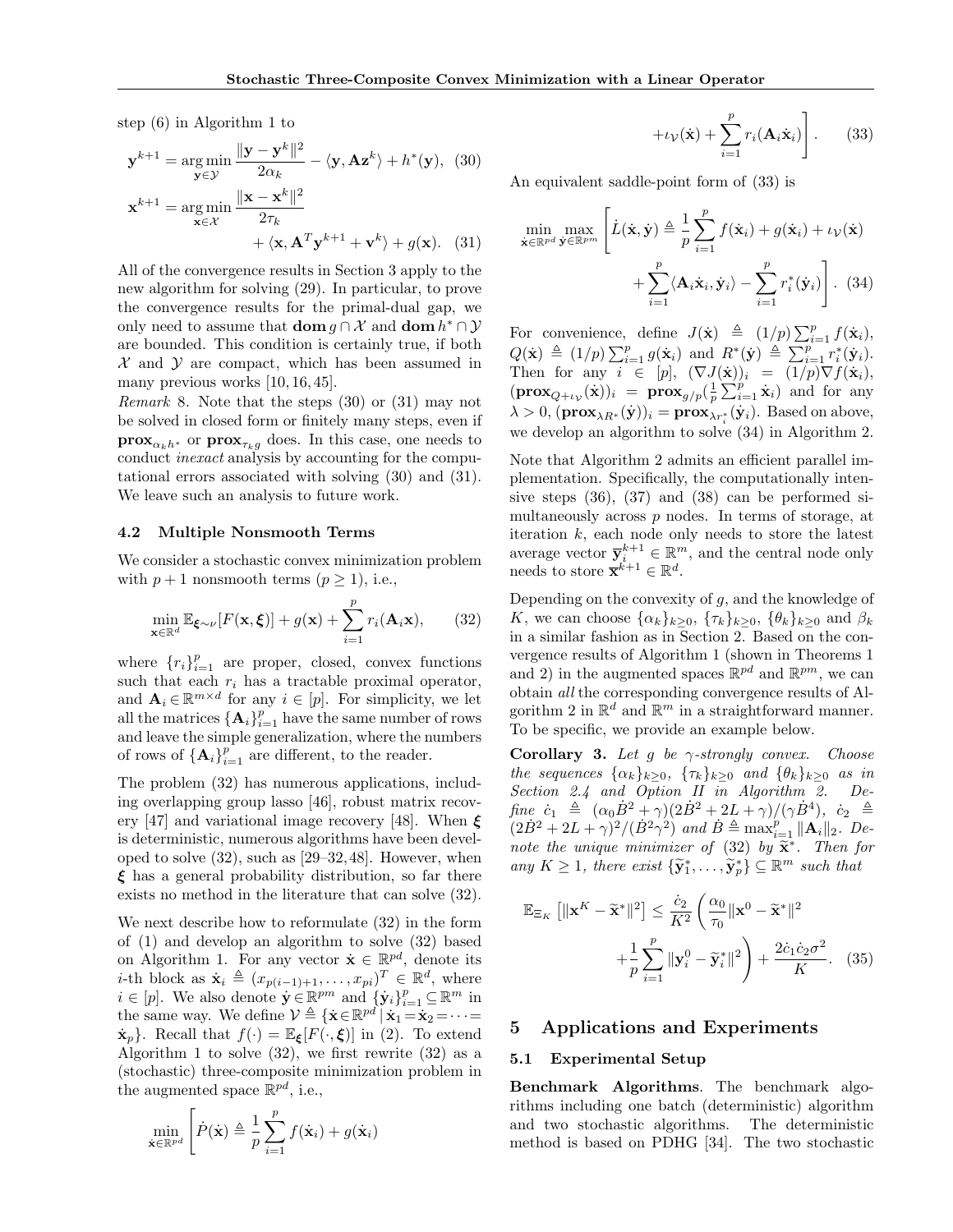step (6) in Algorithm 1 to

$$\mathbf{y}^{k+1} = \arg\min_{\mathbf{y}\in\mathcal{Y}} \frac{\|\mathbf{y}-\mathbf{y}^k\|^2}{2\alpha_k} - \langle \mathbf{y}, \mathbf{A}\mathbf{z}^k\rangle + h^*(\mathbf{y}), \quad (30)$$

$$\mathbf{x}^{k+1} = \arg\min_{\mathbf{x}\in\mathcal{X}} \frac{\|\mathbf{x}-\mathbf{x}^k\|^2}{2\tau_k} + \langle \mathbf{x}, \mathbf{A}^T\mathbf{y}^{k+1} + \mathbf{v}^k\rangle + g(\mathbf{x}). \quad (31)$$

All of the convergence results in Section 3 apply to the new algorithm for solving (29). In particular, to prove the convergence results for the primal-dual gap, we only need to assume that $\mathbf{dom}\, g \cap \mathcal{X}$ and $\mathbf{dom}\, h^* \cap \mathcal{Y}$ are bounded. This condition is certainly true, if both $\mathcal{X}$ and $\mathcal{Y}$ are compact, which has been assumed in many previous works [10, 16, 45].

*Remark* 8. Note that the steps (30) or (31) may not be solved in closed form or finitely many steps, even if $\mathbf{prox}_{\alpha_k h^*}$ or $\mathbf{prox}_{\tau_k g}$ does. In this case, one needs to conduct *inexact* analysis by accounting for the computational errors associated with solving (30) and (31). We leave such an analysis to future work.

### 4.2 Multiple Nonsmooth Terms

We consider a stochastic convex minimization problem with $p+1$ nonsmooth terms ($p \geq 1$), i.e.,

$$\min_{\mathbf{x}\in\mathbb{R}^d} \mathbb{E}_{\boldsymbol{\xi}\sim\nu}[F(\mathbf{x},\boldsymbol{\xi})] + g(\mathbf{x}) + \sum_{i=1}^p r_i(\mathbf{A}_i\mathbf{x}), \quad (32)$$

where $\{r_i\}_{i=1}^p$ are proper, closed, convex functions such that each $r_i$ has a tractable proximal operator, and $\mathbf{A}_i \in \mathbb{R}^{m\times d}$ for any $i \in [p]$. For simplicity, we let all the matrices $\{\mathbf{A}_i\}_{i=1}^p$ have the same number of rows and leave the simple generalization, where the numbers of rows of $\{\mathbf{A}_i\}_{i=1}^p$ are different, to the reader.

The problem (32) has numerous applications, including overlapping group lasso [46], robust matrix recovery [47] and variational image recovery [48]. When $\boldsymbol{\xi}$ is deterministic, numerous algorithms have been developed to solve (32), such as [29–32, 48]. However, when $\boldsymbol{\xi}$ has a general probability distribution, so far there exists no method in the literature that can solve (32).

We next describe how to reformulate (32) in the form of (1) and develop an algorithm to solve (32) based on Algorithm 1. For any vector $\dot{\mathbf{x}} \in \mathbb{R}^{pd}$, denote its $i$-th block as $\dot{\mathbf{x}}_i \triangleq (x_{p(i-1)+1}, \ldots, x_{pi})^T \in \mathbb{R}^d$, where $i \in [p]$. We also denote $\dot{\mathbf{y}} \in \mathbb{R}^{pm}$ and $\{\dot{\mathbf{y}}_i\}_{i=1}^p \subseteq \mathbb{R}^m$ in the same way. We define $\mathcal{V} \triangleq \{\dot{\mathbf{x}} \in \mathbb{R}^{pd} \,|\, \dot{\mathbf{x}}_1 = \dot{\mathbf{x}}_2 = \cdots = \dot{\mathbf{x}}_p\}$. Recall that $f(\cdot) = \mathbb{E}_{\boldsymbol{\xi}}[F(\cdot,\boldsymbol{\xi})]$ in (2). To extend Algorithm 1 to solve (32), we first rewrite (32) as a (stochastic) three-composite minimization problem in the augmented space $\mathbb{R}^{pd}$, i.e.,

$$\min_{\dot{\mathbf{x}}\in\mathbb{R}^{pd}} \left[ \dot{P}(\dot{\mathbf{x}}) \triangleq \frac{1}{p}\sum_{i=1}^p f(\dot{\mathbf{x}}_i) + g(\dot{\mathbf{x}}_i) + \iota_{\mathcal{V}}(\dot{\mathbf{x}}) + \sum_{i=1}^p r_i(\mathbf{A}_i\dot{\mathbf{x}}_i) \right]. \quad (33)$$

An equivalent saddle-point form of (33) is

$$\min_{\dot{\mathbf{x}}\in\mathbb{R}^{pd}} \max_{\dot{\mathbf{y}}\in\mathbb{R}^{pm}} \left[ \dot{L}(\dot{\mathbf{x}},\dot{\mathbf{y}}) \triangleq \frac{1}{p}\sum_{i=1}^p f(\dot{\mathbf{x}}_i) + g(\dot{\mathbf{x}}_i) + \iota_{\mathcal{V}}(\dot{\mathbf{x}}) + \sum_{i=1}^p \langle \mathbf{A}_i\dot{\mathbf{x}}_i, \dot{\mathbf{y}}_i\rangle - \sum_{i=1}^p r_i^*(\dot{\mathbf{y}}_i) \right]. \quad (34)$$

For convenience, define $J(\dot{\mathbf{x}}) \triangleq (1/p)\sum_{i=1}^p f(\dot{\mathbf{x}}_i)$, $Q(\dot{\mathbf{x}}) \triangleq (1/p)\sum_{i=1}^p g(\dot{\mathbf{x}}_i)$ and $R^*(\dot{\mathbf{y}}) \triangleq \sum_{i=1}^p r_i^*(\dot{\mathbf{y}}_i)$. Then for any $i \in [p]$, $(\nabla J(\dot{\mathbf{x}}))_i = (1/p)\nabla f(\dot{\mathbf{x}}_i)$, $(\mathbf{prox}_{Q+\iota_{\mathcal{V}}}(\dot{\mathbf{x}}))_i = \mathbf{prox}_{g/p}(\frac{1}{p}\sum_{i=1}^p \dot{\mathbf{x}}_i)$ and for any $\lambda > 0$, $(\mathbf{prox}_{\lambda R^*}(\dot{\mathbf{y}}))_i = \mathbf{prox}_{\lambda r_i^*}(\dot{\mathbf{y}}_i)$. Based on above, we develop an algorithm to solve (34) in Algorithm 2.

Note that Algorithm 2 admits an efficient parallel implementation. Specifically, the computationally intensive steps (36), (37) and (38) can be performed simultaneously across $p$ nodes. In terms of storage, at iteration $k$, each node only needs to store the latest average vector $\overline{\mathbf{y}}_i^{k+1} \in \mathbb{R}^m$, and the central node only needs to store $\overline{\mathbf{x}}^{k+1} \in \mathbb{R}^d$.

Depending on the convexity of $g$, and the knowledge of $K$, we can choose $\{\alpha_k\}_{k\geq 0}$, $\{\tau_k\}_{k\geq 0}$, $\{\theta_k\}_{k\geq 0}$ and $\beta_k$ in a similar fashion as in Section 2. Based on the convergence results of Algorithm 1 (shown in Theorems 1 and 2) in the augmented spaces $\mathbb{R}^{pd}$ and $\mathbb{R}^{pm}$, we can obtain *all* the corresponding convergence results of Algorithm 2 in $\mathbb{R}^d$ and $\mathbb{R}^m$ in a straightforward manner. To be specific, we provide an example below.

**Corollary 3.** *Let $g$ be $\gamma$-strongly convex. Choose the sequences $\{\alpha_k\}_{k\geq 0}$, $\{\tau_k\}_{k\geq 0}$ and $\{\theta_k\}_{k\geq 0}$ as in Section 2.4 and Option II in Algorithm 2. Define $\dot{c}_1 \triangleq (\alpha_0\dot{B}^2+\gamma)(2\dot{B}^2+2L+\gamma)/(\gamma\dot{B}^4)$, $\dot{c}_2 \triangleq (2\dot{B}^2+2L+\gamma)^2/(\dot{B}^2\gamma^2)$ and $\dot{B} \triangleq \max_{i=1}^p \|\mathbf{A}_i\|_2$. Denote the unique minimizer of (32) by $\widetilde{\mathbf{x}}^*$. Then for any $K \geq 1$, there exist $\{\widetilde{\mathbf{y}}_1^*, \ldots, \widetilde{\mathbf{y}}_p^*\} \subseteq \mathbb{R}^m$ such that*

$$\mathbb{E}_{\Xi_K}\left[\|\mathbf{x}^K - \widetilde{\mathbf{x}}^*\|^2\right] \leq \frac{\dot{c}_2}{K^2}\left(\frac{\alpha_0}{\tau_0}\|\mathbf{x}^0 - \widetilde{\mathbf{x}}^*\|^2 + \frac{1}{p}\sum_{i=1}^p \|\mathbf{y}_i^0 - \widetilde{\mathbf{y}}_i^*\|^2\right) + \frac{2\dot{c}_1\dot{c}_2\sigma^2}{K}. \quad (35)$$

## 5 Applications and Experiments

### 5.1 Experimental Setup

**Benchmark Algorithms**. The benchmark algorithms including one batch (deterministic) algorithm and two stochastic algorithms. The deterministic method is based on PDHG [34]. The two stochastic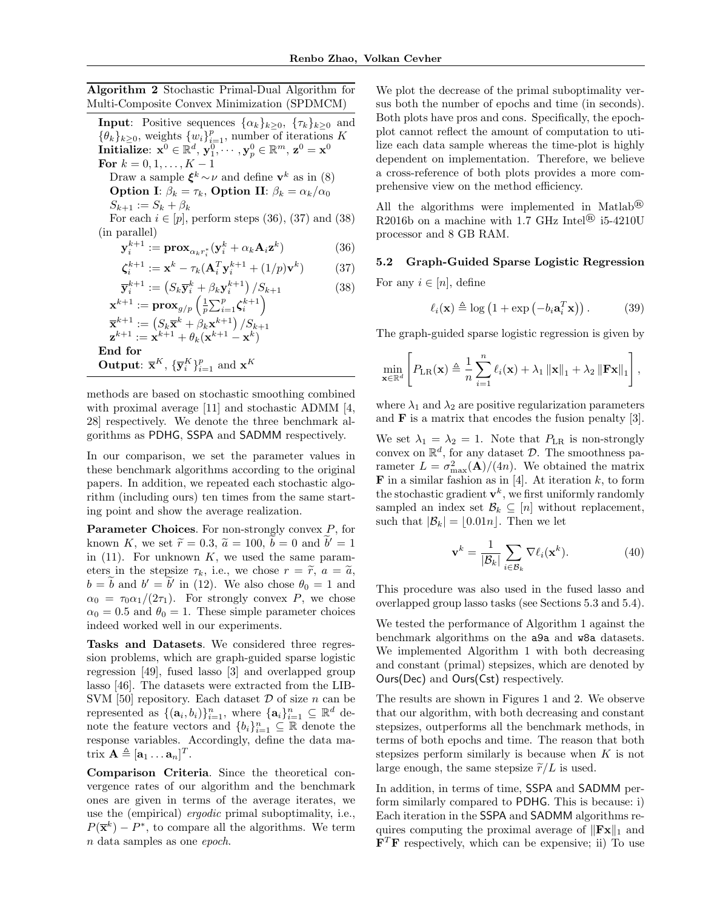**Algorithm 2** Stochastic Primal-Dual Algorithm for Multi-Composite Convex Minimization (SPDMCM)

**Input**: Positive sequences $\{\alpha_k\}_{k\ge 0}$, $\{\tau_k\}_{k\ge 0}$ and $\{\theta_k\}_{k\ge 0}$, weights $\{w_i\}_{i=1}^p$, number of iterations $K$
**Initialize**: $\mathbf{x}^0 \in \mathbb{R}^d$, $\mathbf{y}_1^0, \cdots, \mathbf{y}_p^0 \in \mathbb{R}^m$, $\mathbf{z}^0 = \mathbf{x}^0$
**For** $k = 0, 1, \ldots, K-1$
  Draw a sample $\boldsymbol{\xi}^k \sim \nu$ and define $\mathbf{v}^k$ as in (8)
  **Option I**: $\beta_k = \tau_k$, **Option II**: $\beta_k = \alpha_k/\alpha_0$
  $S_{k+1} := S_k + \beta_k$
  For each $i \in [p]$, perform steps (36), (37) and (38) (in parallel)

$$\mathbf{y}_i^{k+1} := \mathbf{prox}_{\alpha_k r_i^*}(\mathbf{y}_i^k + \alpha_k \mathbf{A}_i \mathbf{z}^k) \quad (36)$$

$$\boldsymbol{\zeta}_i^{k+1} := \mathbf{x}^k - \tau_k(\mathbf{A}_i^T \mathbf{y}_i^{k+1} + (1/p)\mathbf{v}^k) \quad (37)$$

$$\overline{\mathbf{y}}_i^{k+1} := \left(S_k \overline{\mathbf{y}}_i^k + \beta_k \mathbf{y}_i^{k+1}\right)/S_{k+1} \quad (38)$$

$$\mathbf{x}^{k+1} := \mathbf{prox}_{g/p}\left(\tfrac{1}{p}\textstyle\sum_{i=1}^p \boldsymbol{\zeta}_i^{k+1}\right)$$

$$\overline{\mathbf{x}}^{k+1} := \left(S_k \overline{\mathbf{x}}^k + \beta_k \mathbf{x}^{k+1}\right)/S_{k+1}$$

$$\mathbf{z}^{k+1} := \mathbf{x}^{k+1} + \theta_k(\mathbf{x}^{k+1} - \mathbf{x}^k)$$

**End for**
**Output**: $\overline{\mathbf{x}}^K$, $\{\overline{\mathbf{y}}_i^K\}_{i=1}^p$ and $\mathbf{x}^K$

methods are based on stochastic smoothing combined with proximal average [11] and stochastic ADMM [4, 28] respectively. We denote the three benchmark algorithms as PDHG, SSPA and SADMM respectively.

In our comparison, we set the parameter values in these benchmark algorithms according to the original papers. In addition, we repeated each stochastic algorithm (including ours) ten times from the same starting point and show the average realization.

**Parameter Choices**. For non-strongly convex $P$, for known $K$, we set $\widetilde{r} = 0.3$, $\widetilde{a} = 100$, $\widetilde{b} = 0$ and $\widetilde{b}' = 1$ in (11). For unknown $K$, we used the same parameters in the stepsize $\tau_k$, i.e., we chose $r = \widetilde{r}$, $a = \widetilde{a}$, $b = \widetilde{b}$ and $b' = \widetilde{b}'$ in (12). We also chose $\theta_0 = 1$ and $\alpha_0 = \tau_0\alpha_1/(2\tau_1)$. For strongly convex $P$, we chose $\alpha_0 = 0.5$ and $\theta_0 = 1$. These simple parameter choices indeed worked well in our experiments.

**Tasks and Datasets**. We considered three regression problems, which are graph-guided sparse logistic regression [49], fused lasso [3] and overlapped group lasso [46]. The datasets were extracted from the LIBSVM [50] repository. Each dataset $\mathcal{D}$ of size $n$ can be represented as $\{(\mathbf{a}_i, b_i)\}_{i=1}^n$, where $\{\mathbf{a}_i\}_{i=1}^n \subseteq \mathbb{R}^d$ denote the feature vectors and $\{b_i\}_{i=1}^n \subseteq \mathbb{R}$ denote the response variables. Accordingly, define the data matrix $\mathbf{A} \triangleq [\mathbf{a}_1 \ldots \mathbf{a}_n]^T$.

**Comparison Criteria**. Since the theoretical convergence rates of our algorithm and the benchmark ones are given in terms of the average iterates, we use the (empirical) *ergodic* primal suboptimality, i.e., $P(\overline{\mathbf{x}}^k) - P^*$, to compare all the algorithms. We term $n$ data samples as one *epoch*.

We plot the decrease of the primal suboptimality versus both the number of epochs and time (in seconds). Both plots have pros and cons. Specifically, the epoch-plot cannot reflect the amount of computation to utilize each data sample whereas the time-plot is highly dependent on implementation. Therefore, we believe a cross-reference of both plots provides a more comprehensive view on the method efficiency.

All the algorithms were implemented in Matlab® R2016b on a machine with 1.7 GHz Intel® i5-4210U processor and 8 GB RAM.

### 5.2 Graph-Guided Sparse Logistic Regression

For any $i \in [n]$, define

$$\ell_i(\mathbf{x}) \triangleq \log\left(1 + \exp\left(-b_i \mathbf{a}_i^T \mathbf{x}\right)\right). \quad (39)$$

The graph-guided sparse logistic regression is given by

$$\min_{\mathbf{x}\in\mathbb{R}^d} \left[ P_{\mathrm{LR}}(\mathbf{x}) \triangleq \frac{1}{n}\sum_{i=1}^n \ell_i(\mathbf{x}) + \lambda_1 \|\mathbf{x}\|_1 + \lambda_2 \|\mathbf{F}\mathbf{x}\|_1 \right],$$

where $\lambda_1$ and $\lambda_2$ are positive regularization parameters and $\mathbf{F}$ is a matrix that encodes the fusion penalty [3].

We set $\lambda_1 = \lambda_2 = 1$. Note that $P_{\mathrm{LR}}$ is non-strongly convex on $\mathbb{R}^d$, for any dataset $\mathcal{D}$. The smoothness parameter $L = \sigma_{\max}^2(\mathbf{A})/(4n)$. We obtained the matrix $\mathbf{F}$ in a similar fashion as in [4]. At iteration $k$, to form the stochastic gradient $\mathbf{v}^k$, we first uniformly randomly sampled an index set $\mathcal{B}_k \subseteq [n]$ without replacement, such that $|\mathcal{B}_k| = \lfloor 0.01n \rfloor$. Then we let

$$\mathbf{v}^k = \frac{1}{|\mathcal{B}_k|}\sum_{i\in\mathcal{B}_k} \nabla \ell_i(\mathbf{x}^k). \quad (40)$$

This procedure was also used in the fused lasso and overlapped group lasso tasks (see Sections 5.3 and 5.4).

We tested the performance of Algorithm 1 against the benchmark algorithms on the a9a and w8a datasets. We implemented Algorithm 1 with both decreasing and constant (primal) stepsizes, which are denoted by Ours(Dec) and Ours(Cst) respectively.

The results are shown in Figures 1 and 2. We observe that our algorithm, with both decreasing and constant stepsizes, outperforms all the benchmark methods, in terms of both epochs and time. The reason that both stepsizes perform similarly is because when $K$ is not large enough, the same stepsize $\widetilde{r}/L$ is used.

In addition, in terms of time, SSPA and SADMM perform similarly compared to PDHG. This is because: i) Each iteration in the SSPA and SADMM algorithms requires computing the proximal average of $\|\mathbf{F}\mathbf{x}\|_1$ and $\mathbf{F}^T\mathbf{F}$ respectively, which can be expensive; ii) To use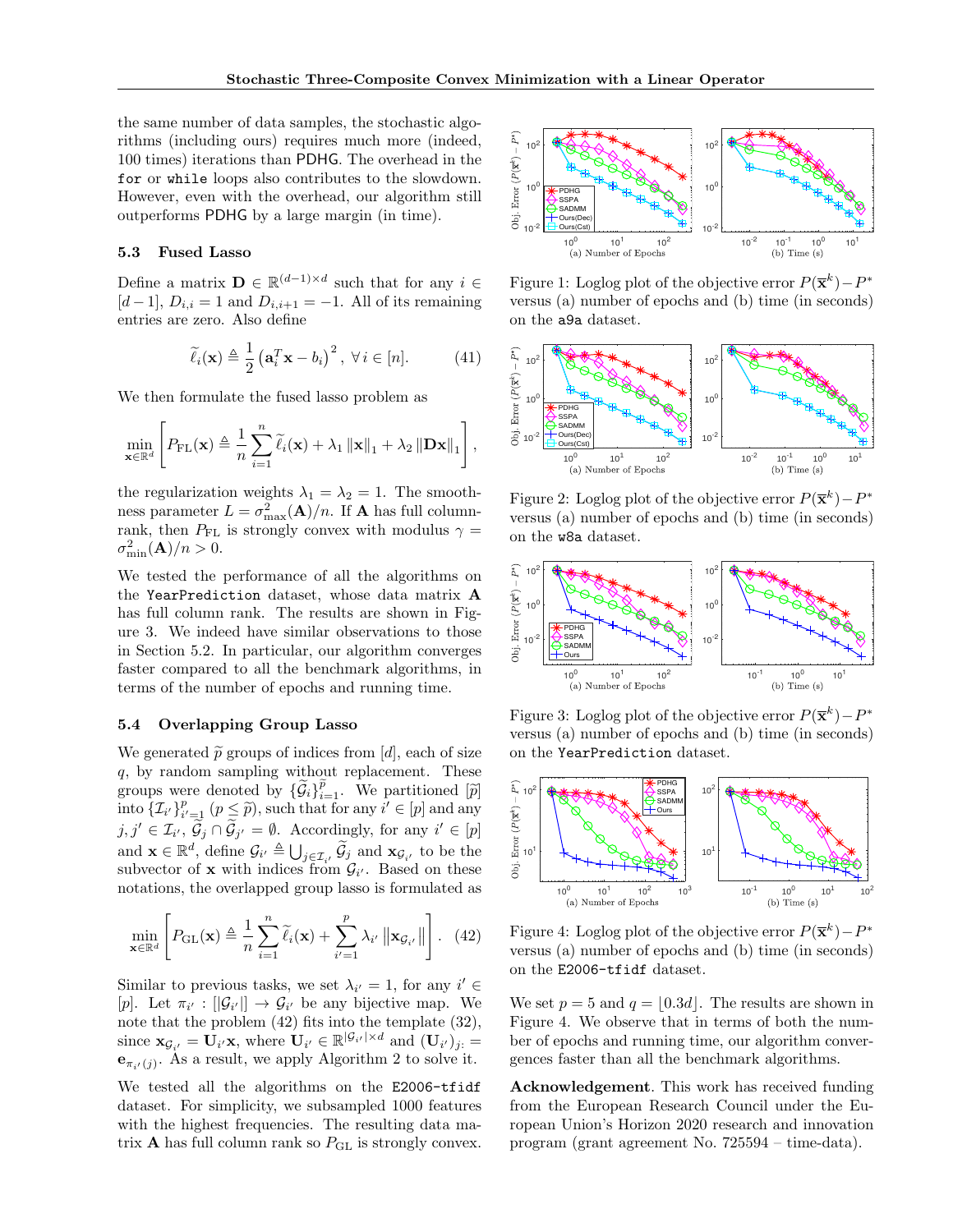the same number of data samples, the stochastic algorithms (including ours) requires much more (indeed, 100 times) iterations than PDHG. The overhead in the for or while loops also contributes to the slowdown. However, even with the overhead, our algorithm still outperforms PDHG by a large margin (in time).

### 5.3 Fused Lasso

Define a matrix $\mathbf{D} \in \mathbb{R}^{(d-1)\times d}$ such that for any $i \in [d-1]$, $D_{i,i} = 1$ and $D_{i,i+1} = -1$. All of its remaining entries are zero. Also define

$$\widetilde{\ell}_i(\mathbf{x}) \triangleq \frac{1}{2}\left(\mathbf{a}_i^T\mathbf{x} - b_i\right)^2, \ \forall\, i \in [n]. \tag{41}$$

We then formulate the fused lasso problem as

$$\min_{\mathbf{x}\in\mathbb{R}^d} \left[ P_{\mathrm{FL}}(\mathbf{x}) \triangleq \frac{1}{n}\sum_{i=1}^n \widetilde{\ell}_i(\mathbf{x}) + \lambda_1 \|\mathbf{x}\|_1 + \lambda_2 \|\mathbf{D}\mathbf{x}\|_1 \right],$$

the regularization weights $\lambda_1 = \lambda_2 = 1$. The smoothness parameter $L = \sigma_{\max}^2(\mathbf{A})/n$. If $\mathbf{A}$ has full column-rank, then $P_{\mathrm{FL}}$ is strongly convex with modulus $\gamma = \sigma_{\min}^2(\mathbf{A})/n > 0$.

We tested the performance of all the algorithms on the YearPrediction dataset, whose data matrix $\mathbf{A}$ has full column rank. The results are shown in Figure 3. We indeed have similar observations to those in Section 5.2. In particular, our algorithm converges faster compared to all the benchmark algorithms, in terms of the number of epochs and running time.

### 5.4 Overlapping Group Lasso

We generated $\widetilde{p}$ groups of indices from $[d]$, each of size $q$, by random sampling without replacement. These groups were denoted by $\{\widetilde{\mathcal{G}}_i\}_{i=1}^{\widetilde{p}}$. We partitioned $[\widetilde{p}]$ into $\{\mathcal{I}_{i'}\}_{i'=1}^p$ ($p \le \widetilde{p}$), such that for any $i' \in [p]$ and any $j, j' \in \mathcal{I}_{i'}$, $\widetilde{\mathcal{G}}_j \cap \widetilde{\mathcal{G}}_{j'} = \emptyset$. Accordingly, for any $i' \in [p]$ and $\mathbf{x} \in \mathbb{R}^d$, define $\mathcal{G}_{i'} \triangleq \bigcup_{j\in\mathcal{I}_{i'}} \widetilde{\mathcal{G}}_j$ and $\mathbf{x}_{\mathcal{G}_{i'}}$ to be the subvector of $\mathbf{x}$ with indices from $\mathcal{G}_{i'}$. Based on these notations, the overlapped group lasso is formulated as

$$\min_{\mathbf{x}\in\mathbb{R}^d} \left[ P_{\mathrm{GL}}(\mathbf{x}) \triangleq \frac{1}{n}\sum_{i=1}^n \widetilde{\ell}_i(\mathbf{x}) + \sum_{i'=1}^p \lambda_{i'} \left\|\mathbf{x}_{\mathcal{G}_{i'}}\right\| \right]. \tag{42}$$

Similar to previous tasks, we set $\lambda_{i'} = 1$, for any $i' \in [p]$. Let $\pi_{i'} : [|\mathcal{G}_{i'}|] \to \mathcal{G}_{i'}$ be any bijective map. We note that the problem (42) fits into the template (32), since $\mathbf{x}_{\mathcal{G}_{i'}} = \mathbf{U}_{i'}\mathbf{x}$, where $\mathbf{U}_{i'} \in \mathbb{R}^{|\mathcal{G}_{i'}|\times d}$ and $(\mathbf{U}_{i'})_{j:} = \mathbf{e}_{\pi_{i'}(j)}$. As a result, we apply Algorithm 2 to solve it.

We tested all the algorithms on the E2006-tfidf dataset. For simplicity, we subsampled 1000 features with the highest frequencies. The resulting data matrix $\mathbf{A}$ has full column rank so $P_{\mathrm{GL}}$ is strongly convex.

Figure 1: Loglog plot of the objective error $P(\overline{\mathbf{x}}^k) - P^*$ versus (a) number of epochs and (b) time (in seconds) on the a9a dataset.

Figure 2: Loglog plot of the objective error $P(\overline{\mathbf{x}}^k) - P^*$ versus (a) number of epochs and (b) time (in seconds) on the w8a dataset.

Figure 3: Loglog plot of the objective error $P(\overline{\mathbf{x}}^k) - P^*$ versus (a) number of epochs and (b) time (in seconds) on the YearPrediction dataset.

Figure 4: Loglog plot of the objective error $P(\overline{\mathbf{x}}^k) - P^*$ versus (a) number of epochs and (b) time (in seconds) on the E2006-tfidf dataset.

We set $p = 5$ and $q = \lfloor 0.3d \rfloor$. The results are shown in Figure 4. We observe that in terms of both the number of epochs and running time, our algorithm convergences faster than all the benchmark algorithms.

**Acknowledgement**. This work has received funding from the European Research Council under the European Union's Horizon 2020 research and innovation program (grant agreement No. 725594 – time-data).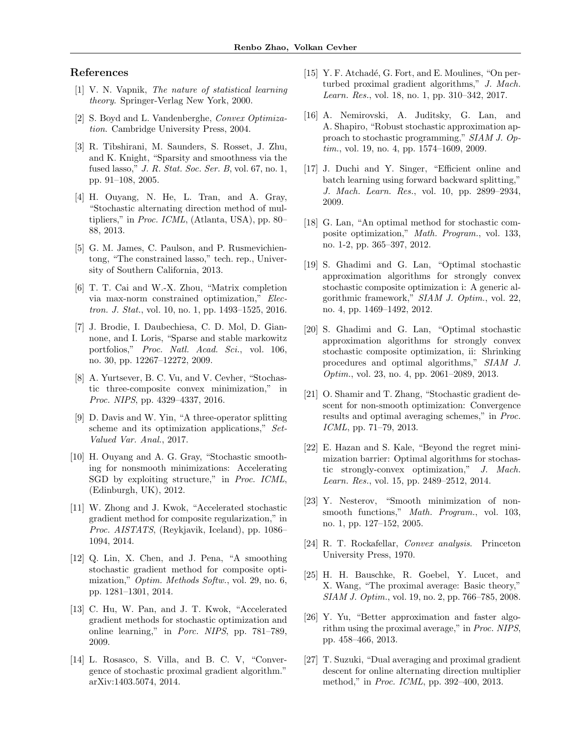## References

[1] V. N. Vapnik, *The nature of statistical learning theory*. Springer-Verlag New York, 2000.

[2] S. Boyd and L. Vandenberghe, *Convex Optimization*. Cambridge University Press, 2004.

[3] R. Tibshirani, M. Saunders, S. Rosset, J. Zhu, and K. Knight, "Sparsity and smoothness via the fused lasso," *J. R. Stat. Soc. Ser. B*, vol. 67, no. 1, pp. 91–108, 2005.

[4] H. Ouyang, N. He, L. Tran, and A. Gray, "Stochastic alternating direction method of multipliers," in *Proc. ICML*, (Atlanta, USA), pp. 80–88, 2013.

[5] G. M. James, C. Paulson, and P. Rusmevichientong, "The constrained lasso," tech. rep., University of Southern California, 2013.

[6] T. T. Cai and W.-X. Zhou, "Matrix completion via max-norm constrained optimization," *Electron. J. Stat.*, vol. 10, no. 1, pp. 1493–1525, 2016.

[7] J. Brodie, I. Daubechiesa, C. D. Mol, D. Giannone, and I. Loris, "Sparse and stable markowitz portfolios," *Proc. Natl. Acad. Sci.*, vol. 106, no. 30, pp. 12267–12272, 2009.

[8] A. Yurtsever, B. C. Vu, and V. Cevher, "Stochastic three-composite convex minimization," in *Proc. NIPS*, pp. 4329–4337, 2016.

[9] D. Davis and W. Yin, "A three-operator splitting scheme and its optimization applications," *Set-Valued Var. Anal.*, 2017.

[10] H. Ouyang and A. G. Gray, "Stochastic smoothing for nonsmooth minimizations: Accelerating SGD by exploiting structure," in *Proc. ICML*, (Edinburgh, UK), 2012.

[11] W. Zhong and J. Kwok, "Accelerated stochastic gradient method for composite regularization," in *Proc. AISTATS*, (Reykjavik, Iceland), pp. 1086–1094, 2014.

[12] Q. Lin, X. Chen, and J. Pena, "A smoothing stochastic gradient method for composite optimization," *Optim. Methods Softw.*, vol. 29, no. 6, pp. 1281–1301, 2014.

[13] C. Hu, W. Pan, and J. T. Kwok, "Accelerated gradient methods for stochastic optimization and online learning," in *Porc. NIPS*, pp. 781–789, 2009.

[14] L. Rosasco, S. Villa, and B. C. V, "Convergence of stochastic proximal gradient algorithm." arXiv:1403.5074, 2014.

[15] Y. F. Atchadé, G. Fort, and E. Moulines, "On perturbed proximal gradient algorithms," *J. Mach. Learn. Res.*, vol. 18, no. 1, pp. 310–342, 2017.

[16] A. Nemirovski, A. Juditsky, G. Lan, and A. Shapiro, "Robust stochastic approximation approach to stochastic programming," *SIAM J. Optim.*, vol. 19, no. 4, pp. 1574–1609, 2009.

[17] J. Duchi and Y. Singer, "Efficient online and batch learning using forward backward splitting," *J. Mach. Learn. Res.*, vol. 10, pp. 2899–2934, 2009.

[18] G. Lan, "An optimal method for stochastic composite optimization," *Math. Program.*, vol. 133, no. 1-2, pp. 365–397, 2012.

[19] S. Ghadimi and G. Lan, "Optimal stochastic approximation algorithms for strongly convex stochastic composite optimization i: A generic algorithmic framework," *SIAM J. Optim.*, vol. 22, no. 4, pp. 1469–1492, 2012.

[20] S. Ghadimi and G. Lan, "Optimal stochastic approximation algorithms for strongly convex stochastic composite optimization, ii: Shrinking procedures and optimal algorithms," *SIAM J. Optim.*, vol. 23, no. 4, pp. 2061–2089, 2013.

[21] O. Shamir and T. Zhang, "Stochastic gradient descent for non-smooth optimization: Convergence results and optimal averaging schemes," in *Proc. ICML*, pp. 71–79, 2013.

[22] E. Hazan and S. Kale, "Beyond the regret minimization barrier: Optimal algorithms for stochastic strongly-convex optimization," *J. Mach. Learn. Res.*, vol. 15, pp. 2489–2512, 2014.

[23] Y. Nesterov, "Smooth minimization of non-smooth functions," *Math. Program.*, vol. 103, no. 1, pp. 127–152, 2005.

[24] R. T. Rockafellar, *Convex analysis*. Princeton University Press, 1970.

[25] H. H. Bauschke, R. Goebel, Y. Lucet, and X. Wang, "The proximal average: Basic theory," *SIAM J. Optim.*, vol. 19, no. 2, pp. 766–785, 2008.

[26] Y. Yu, "Better approximation and faster algorithm using the proximal average," in *Proc. NIPS*, pp. 458–466, 2013.

[27] T. Suzuki, "Dual averaging and proximal gradient descent for online alternating direction multiplier method," in *Proc. ICML*, pp. 392–400, 2013.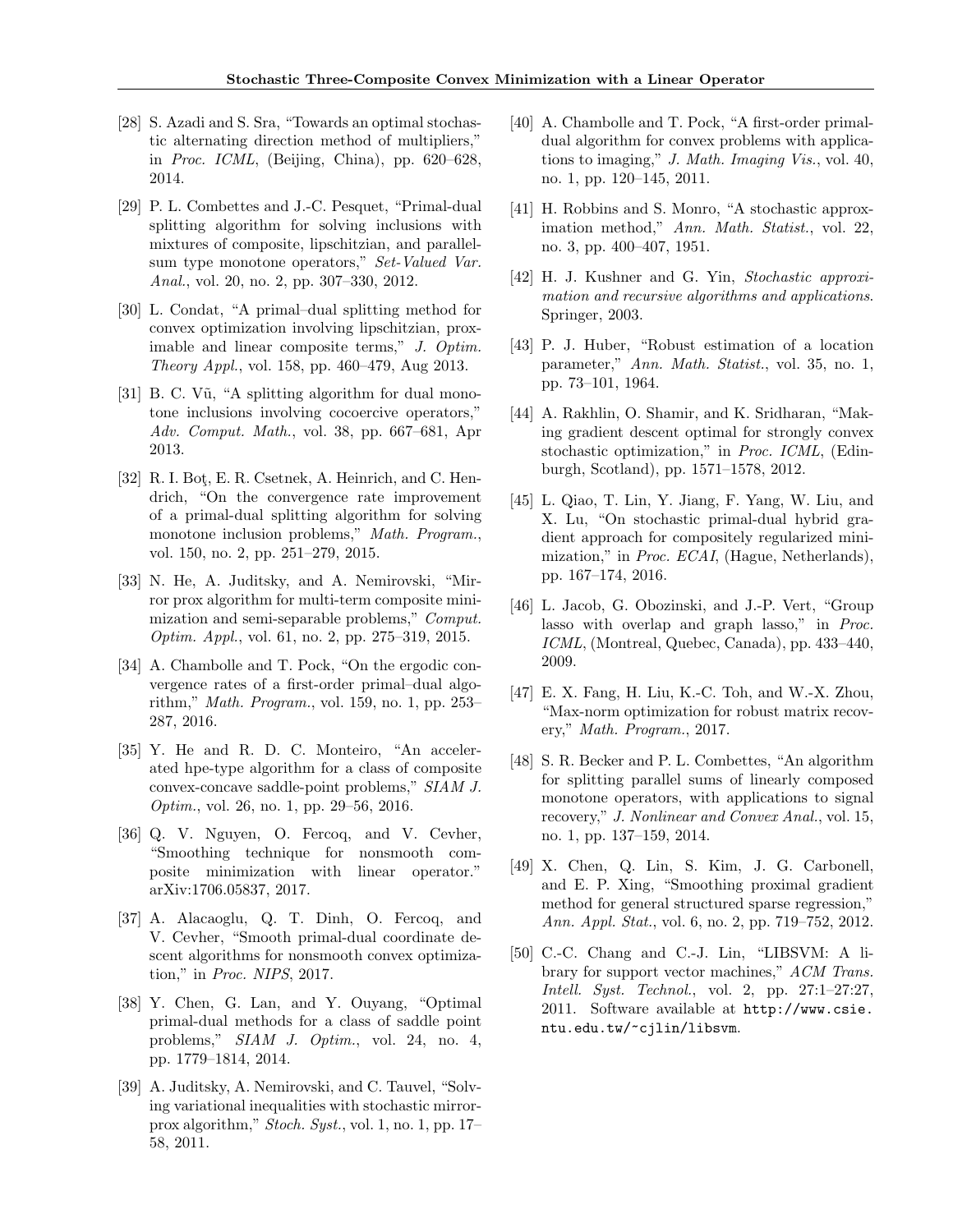[28] S. Azadi and S. Sra, "Towards an optimal stochastic alternating direction method of multipliers," in *Proc. ICML*, (Beijing, China), pp. 620–628, 2014.

[29] P. L. Combettes and J.-C. Pesquet, "Primal-dual splitting algorithm for solving inclusions with mixtures of composite, lipschitzian, and parallel-sum type monotone operators," *Set-Valued Var. Anal.*, vol. 20, no. 2, pp. 307–330, 2012.

[30] L. Condat, "A primal–dual splitting method for convex optimization involving lipschitzian, proximable and linear composite terms," *J. Optim. Theory Appl.*, vol. 158, pp. 460–479, Aug 2013.

[31] B. C. Vũ, "A splitting algorithm for dual monotone inclusions involving cocoercive operators," *Adv. Comput. Math.*, vol. 38, pp. 667–681, Apr 2013.

[32] R. I. Boţ, E. R. Csetnek, A. Heinrich, and C. Hendrich, "On the convergence rate improvement of a primal-dual splitting algorithm for solving monotone inclusion problems," *Math. Program.*, vol. 150, no. 2, pp. 251–279, 2015.

[33] N. He, A. Juditsky, and A. Nemirovski, "Mirror prox algorithm for multi-term composite minimization and semi-separable problems," *Comput. Optim. Appl.*, vol. 61, no. 2, pp. 275–319, 2015.

[34] A. Chambolle and T. Pock, "On the ergodic convergence rates of a first-order primal–dual algorithm," *Math. Program.*, vol. 159, no. 1, pp. 253–287, 2016.

[35] Y. He and R. D. C. Monteiro, "An accelerated hpe-type algorithm for a class of composite convex-concave saddle-point problems," *SIAM J. Optim.*, vol. 26, no. 1, pp. 29–56, 2016.

[36] Q. V. Nguyen, O. Fercoq, and V. Cevher, "Smoothing technique for nonsmooth composite minimization with linear operator." arXiv:1706.05837, 2017.

[37] A. Alacaoglu, Q. T. Dinh, O. Fercoq, and V. Cevher, "Smooth primal-dual coordinate descent algorithms for nonsmooth convex optimization," in *Proc. NIPS*, 2017.

[38] Y. Chen, G. Lan, and Y. Ouyang, "Optimal primal-dual methods for a class of saddle point problems," *SIAM J. Optim.*, vol. 24, no. 4, pp. 1779–1814, 2014.

[39] A. Juditsky, A. Nemirovski, and C. Tauvel, "Solving variational inequalities with stochastic mirror-prox algorithm," *Stoch. Syst.*, vol. 1, no. 1, pp. 17–58, 2011.

[40] A. Chambolle and T. Pock, "A first-order primal-dual algorithm for convex problems with applications to imaging," *J. Math. Imaging Vis.*, vol. 40, no. 1, pp. 120–145, 2011.

[41] H. Robbins and S. Monro, "A stochastic approximation method," *Ann. Math. Statist.*, vol. 22, no. 3, pp. 400–407, 1951.

[42] H. J. Kushner and G. Yin, *Stochastic approximation and recursive algorithms and applications*. Springer, 2003.

[43] P. J. Huber, "Robust estimation of a location parameter," *Ann. Math. Statist.*, vol. 35, no. 1, pp. 73–101, 1964.

[44] A. Rakhlin, O. Shamir, and K. Sridharan, "Making gradient descent optimal for strongly convex stochastic optimization," in *Proc. ICML*, (Edinburgh, Scotland), pp. 1571–1578, 2012.

[45] L. Qiao, T. Lin, Y. Jiang, F. Yang, W. Liu, and X. Lu, "On stochastic primal-dual hybrid gradient approach for compositely regularized minimization," in *Proc. ECAI*, (Hague, Netherlands), pp. 167–174, 2016.

[46] L. Jacob, G. Obozinski, and J.-P. Vert, "Group lasso with overlap and graph lasso," in *Proc. ICML*, (Montreal, Quebec, Canada), pp. 433–440, 2009.

[47] E. X. Fang, H. Liu, K.-C. Toh, and W.-X. Zhou, "Max-norm optimization for robust matrix recovery," *Math. Program.*, 2017.

[48] S. R. Becker and P. L. Combettes, "An algorithm for splitting parallel sums of linearly composed monotone operators, with applications to signal recovery," *J. Nonlinear and Convex Anal.*, vol. 15, no. 1, pp. 137–159, 2014.

[49] X. Chen, Q. Lin, S. Kim, J. G. Carbonell, and E. P. Xing, "Smoothing proximal gradient method for general structured sparse regression," *Ann. Appl. Stat.*, vol. 6, no. 2, pp. 719–752, 2012.

[50] C.-C. Chang and C.-J. Lin, "LIBSVM: A library for support vector machines," *ACM Trans. Intell. Syst. Technol.*, vol. 2, pp. 27:1–27:27, 2011. Software available at `http://www.csie.ntu.edu.tw/~cjlin/libsvm`.